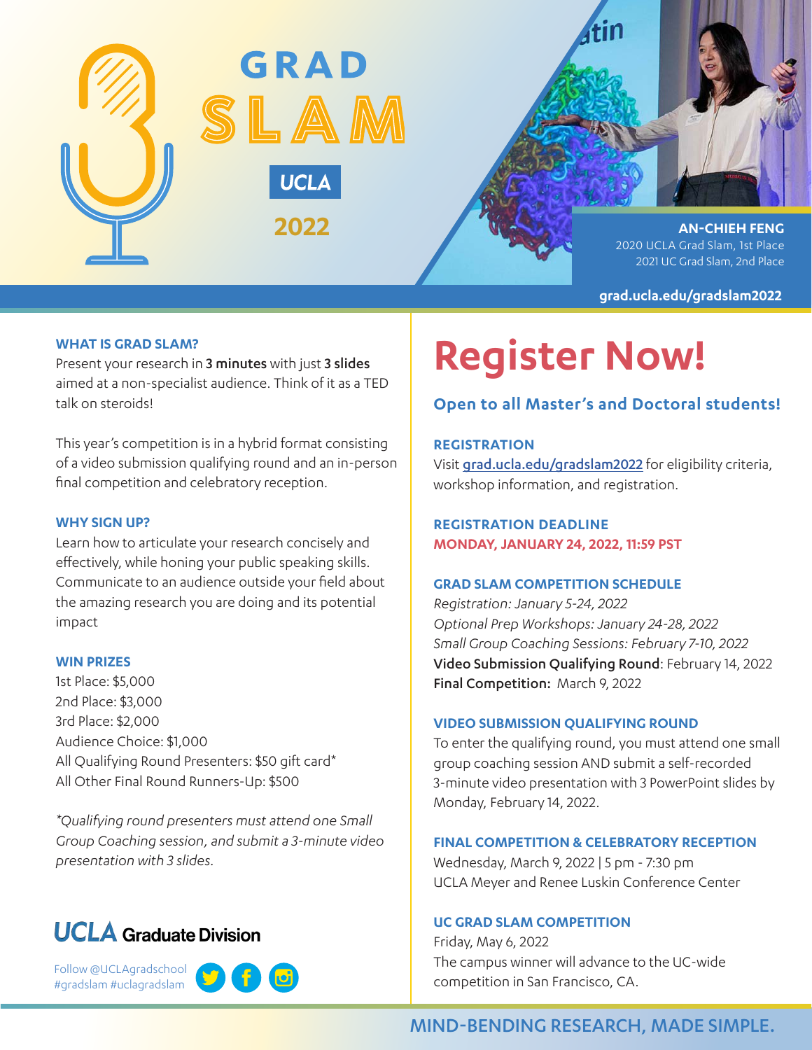# GRAD SLAM

UCLA

2022

**AN-CHIEH FENG**
2020 UCLA Grad Slam, 1st Place
2021 UC Grad Slam, 2nd Place

**grad.ucla.edu/gradslam2022**

### WHAT IS GRAD SLAM?

Present your research in **3 minutes** with just **3 slides** aimed at a non-specialist audience. Think of it as a TED talk on steroids!

This year's competition is in a hybrid format consisting of a video submission qualifying round and an in-person final competition and celebratory reception.

### WHY SIGN UP?

Learn how to articulate your research concisely and effectively, while honing your public speaking skills. Communicate to an audience outside your field about the amazing research you are doing and its potential impact

### WIN PRIZES

1st Place: $5,000
2nd Place: $3,000
3rd Place: $2,000
Audience Choice: $1,000
All Qualifying Round Presenters: $50 gift card*
All Other Final Round Runners-Up: $500

*\*Qualifying round presenters must attend one Small Group Coaching session, and submit a 3-minute video presentation with 3 slides.*

**UCLA Graduate Division**

Follow @UCLAgradschool
#gradslam #uclagradslam

# Register Now!

## Open to all Master's and Doctoral students!

### REGISTRATION

Visit grad.ucla.edu/gradslam2022 for eligibility criteria, workshop information, and registration.

### REGISTRATION DEADLINE

**MONDAY, JANUARY 24, 2022, 11:59 PST**

### GRAD SLAM COMPETITION SCHEDULE

*Registration: January 5-24, 2022*
*Optional Prep Workshops: January 24-28, 2022*
*Small Group Coaching Sessions: February 7-10, 2022*
**Video Submission Qualifying Round**: February 14, 2022
**Final Competition:** March 9, 2022

### VIDEO SUBMISSION QUALIFYING ROUND

To enter the qualifying round, you must attend one small group coaching session AND submit a self-recorded 3-minute video presentation with 3 PowerPoint slides by Monday, February 14, 2022.

### FINAL COMPETITION & CELEBRATORY RECEPTION

Wednesday, March 9, 2022 | 5 pm - 7:30 pm
UCLA Meyer and Renee Luskin Conference Center

### UC GRAD SLAM COMPETITION

Friday, May 6, 2022
The campus winner will advance to the UC-wide competition in San Francisco, CA.

MIND-BENDING RESEARCH, MADE SIMPLE.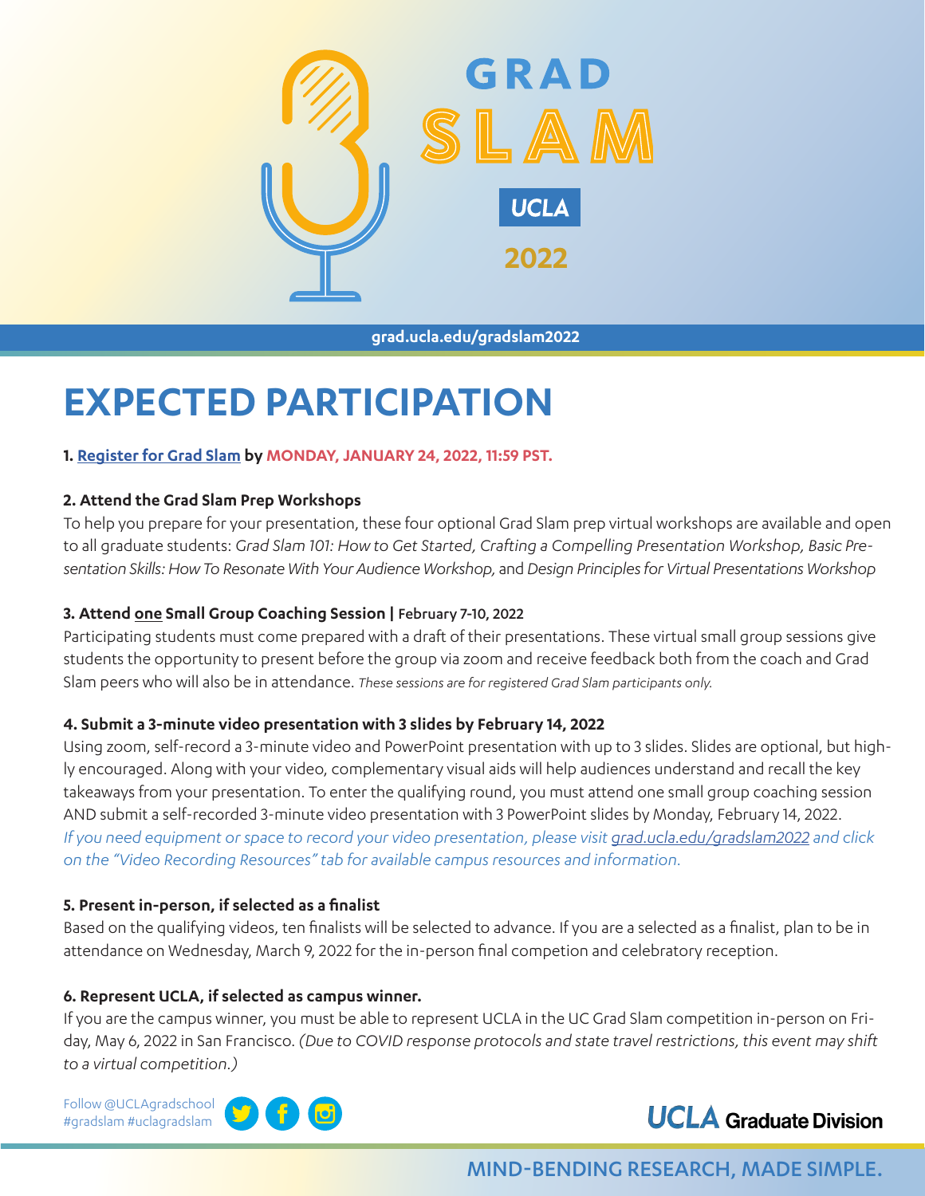# GRAD SLAM

UCLA

2022

grad.ucla.edu/gradslam2022

## EXPECTED PARTICIPATION

**1. Register for Grad Slam by MONDAY, JANUARY 24, 2022, 11:59 PST.**

**2. Attend the Grad Slam Prep Workshops**

To help you prepare for your presentation, these four optional Grad Slam prep virtual workshops are available and open to all graduate students: *Grad Slam 101: How to Get Started, Crafting a Compelling Presentation Workshop, Basic Presentation Skills: How To Resonate With Your Audience Workshop,* and *Design Principles for Virtual Presentations Workshop*

**3. Attend one Small Group Coaching Session | February 7-10, 2022**

Participating students must come prepared with a draft of their presentations. These virtual small group sessions give students the opportunity to present before the group via zoom and receive feedback both from the coach and Grad Slam peers who will also be in attendance. *These sessions are for registered Grad Slam participants only.*

**4. Submit a 3-minute video presentation with 3 slides by February 14, 2022**

Using zoom, self-record a 3-minute video and PowerPoint presentation with up to 3 slides. Slides are optional, but highly encouraged. Along with your video, complementary visual aids will help audiences understand and recall the key takeaways from your presentation. To enter the qualifying round, you must attend one small group coaching session AND submit a self-recorded 3-minute video presentation with 3 PowerPoint slides by Monday, February 14, 2022. *If you need equipment or space to record your video presentation, please visit grad.ucla.edu/gradslam2022 and click on the "Video Recording Resources" tab for available campus resources and information.*

**5. Present in-person, if selected as a finalist**

Based on the qualifying videos, ten finalists will be selected to advance. If you are a selected as a finalist, plan to be in attendance on Wednesday, March 9, 2022 for the in-person final competion and celebratory reception.

**6. Represent UCLA, if selected as campus winner.**

If you are the campus winner, you must be able to represent UCLA in the UC Grad Slam competition in-person on Friday, May 6, 2022 in San Francisco. *(Due to COVID response protocols and state travel restrictions, this event may shift to a virtual competition.)*

Follow @UCLAgradschool
#gradslam #uclagradslam

UCLA Graduate Division

MIND-BENDING RESEARCH, MADE SIMPLE.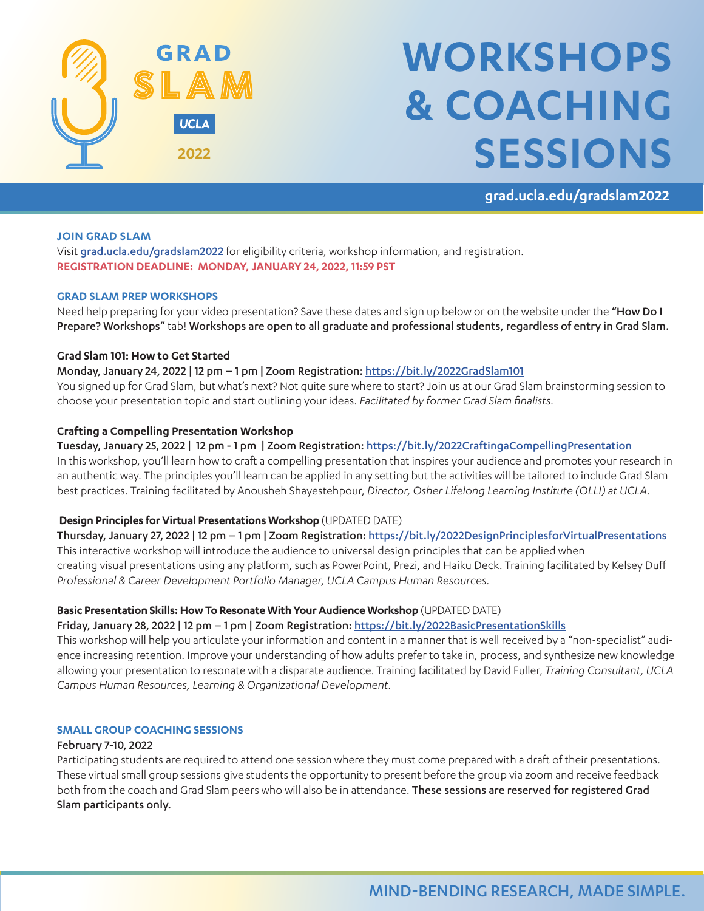GRAD SLAM UCLA 2022

# WORKSHOPS & COACHING SESSIONS

**grad.ucla.edu/gradslam2022**

## JOIN GRAD SLAM

Visit grad.ucla.edu/gradslam2022 for eligibility criteria, workshop information, and registration.

**REGISTRATION DEADLINE: MONDAY, JANUARY 24, 2022, 11:59 PST**

## GRAD SLAM PREP WORKSHOPS

Need help preparing for your video presentation? Save these dates and sign up below or on the website under the **"How Do I Prepare? Workshops"** tab! **Workshops are open to all graduate and professional students, regardless of entry in Grad Slam.**

### Grad Slam 101: How to Get Started

**Monday, January 24, 2022 | 12 pm – 1 pm | Zoom Registration:** https://bit.ly/2022GradSlam101

You signed up for Grad Slam, but what's next? Not quite sure where to start? Join us at our Grad Slam brainstorming session to choose your presentation topic and start outlining your ideas. *Facilitated by former Grad Slam finalists.*

### Crafting a Compelling Presentation Workshop

**Tuesday, January 25, 2022 | 12 pm - 1 pm | Zoom Registration:** https://bit.ly/2022CraftingaCompellingPresentation

In this workshop, you'll learn how to craft a compelling presentation that inspires your audience and promotes your research in an authentic way. The principles you'll learn can be applied in any setting but the activities will be tailored to include Grad Slam best practices. Training facilitated by Anousheh Shayestehpour, *Director, Osher Lifelong Learning Institute (OLLI) at UCLA*.

### Design Principles for Virtual Presentations Workshop (UPDATED DATE)

**Thursday, January 27, 2022 | 12 pm – 1 pm | Zoom Registration:** https://bit.ly/2022DesignPrinciplesforVirtualPresentations

This interactive workshop will introduce the audience to universal design principles that can be applied when creating visual presentations using any platform, such as PowerPoint, Prezi, and Haiku Deck. Training facilitated by Kelsey Duff *Professional & Career Development Portfolio Manager, UCLA Campus Human Resources*.

### Basic Presentation Skills: How To Resonate With Your Audience Workshop (UPDATED DATE)

**Friday, January 28, 2022 | 12 pm – 1 pm | Zoom Registration:** https://bit.ly/2022BasicPresentationSkills

This workshop will help you articulate your information and content in a manner that is well received by a "non-specialist" audience increasing retention. Improve your understanding of how adults prefer to take in, process, and synthesize new knowledge allowing your presentation to resonate with a disparate audience. Training facilitated by David Fuller, *Training Consultant, UCLA Campus Human Resources, Learning & Organizational Development*.

## SMALL GROUP COACHING SESSIONS

**February 7-10, 2022**

Participating students are required to attend one session where they must come prepared with a draft of their presentations. These virtual small group sessions give students the opportunity to present before the group via zoom and receive feedback both from the coach and Grad Slam peers who will also be in attendance. **These sessions are reserved for registered Grad Slam participants only.**

MIND-BENDING RESEARCH, MADE SIMPLE.